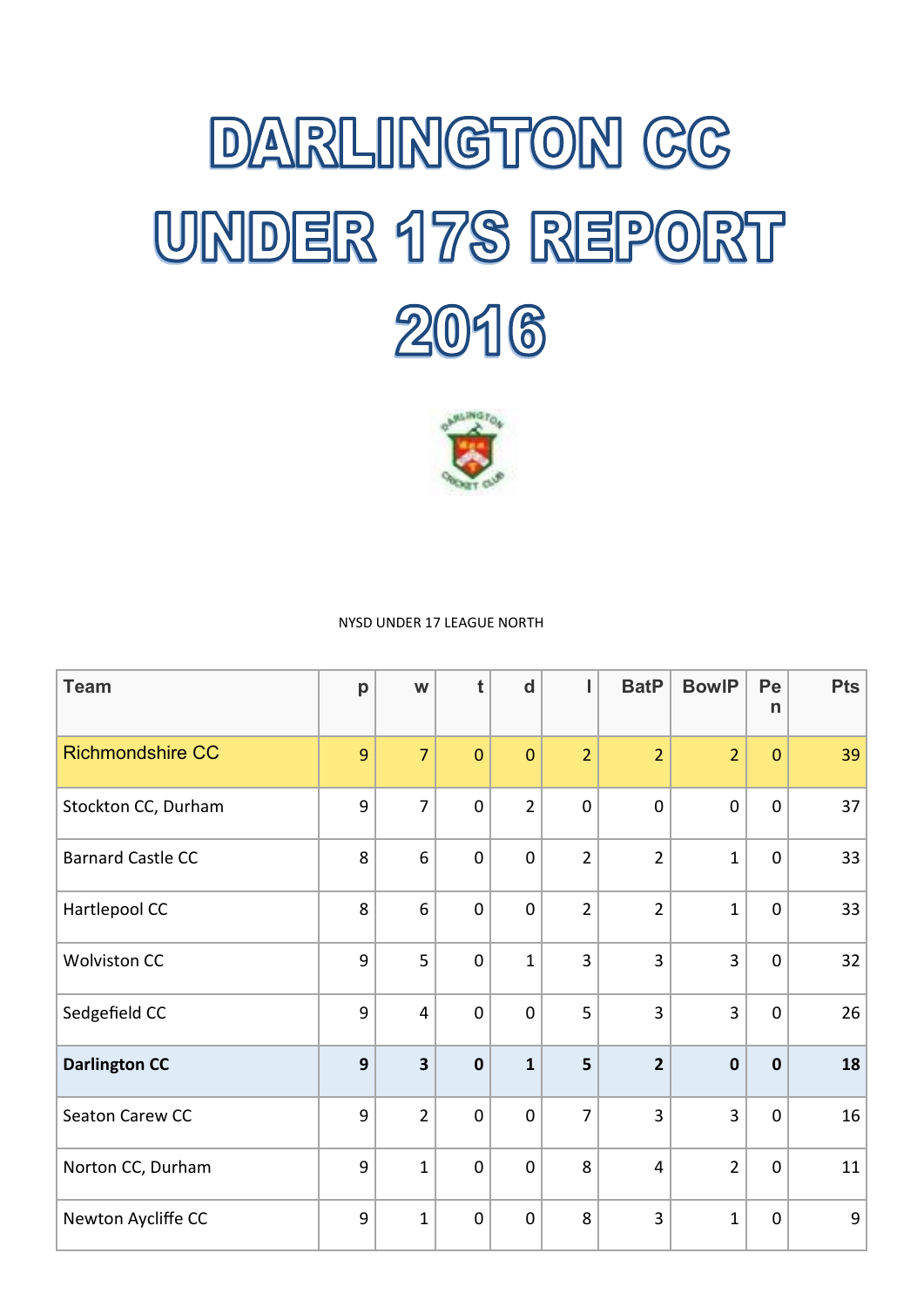# DARLINGTON CC UNDER 17S REPORT 2016

NYSD UNDER 17 LEAGUE NORTH

| Team | p | w | t | d | l | BatP | BowlP | Pen | Pts |
|---|---|---|---|---|---|---|---|---|---|
| Richmondshire CC | 9 | 7 | 0 | 0 | 2 | 2 | 2 | 0 | 39 |
| Stockton CC, Durham | 9 | 7 | 0 | 2 | 0 | 0 | 0 | 0 | 37 |
| Barnard Castle CC | 8 | 6 | 0 | 0 | 2 | 2 | 1 | 0 | 33 |
| Hartlepool CC | 8 | 6 | 0 | 0 | 2 | 2 | 1 | 0 | 33 |
| Wolviston CC | 9 | 5 | 0 | 1 | 3 | 3 | 3 | 0 | 32 |
| Sedgefield CC | 9 | 4 | 0 | 0 | 5 | 3 | 3 | 0 | 26 |
| **Darlington CC** | **9** | **3** | **0** | **1** | **5** | **2** | **0** | **0** | **18** |
| Seaton Carew CC | 9 | 2 | 0 | 0 | 7 | 3 | 3 | 0 | 16 |
| Norton CC, Durham | 9 | 1 | 0 | 0 | 8 | 4 | 2 | 0 | 11 |
| Newton Aycliffe CC | 9 | 1 | 0 | 0 | 8 | 3 | 1 | 0 | 9 |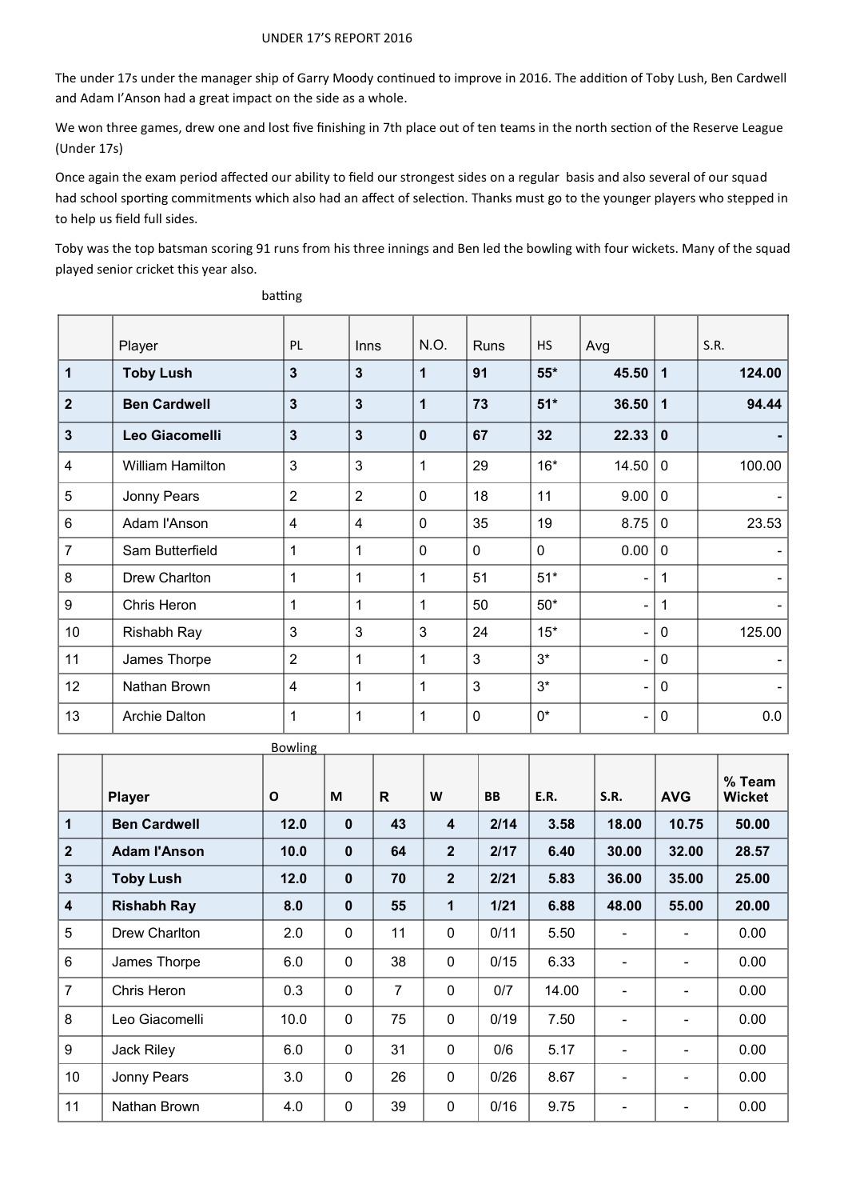# UNDER 17'S REPORT 2016

The under 17s under the manager ship of Garry Moody continued to improve in 2016. The addition of Toby Lush, Ben Cardwell and Adam I'Anson had a great impact on the side as a whole.

We won three games, drew one and lost five finishing in 7th place out of ten teams in the north section of the Reserve League (Under 17s)

Once again the exam period affected our ability to field our strongest sides on a regular basis and also several of our squad had school sporting commitments which also had an affect of selection. Thanks must go to the younger players who stepped in to help us field full sides.

Toby was the top batsman scoring 91 runs from his three innings and Ben led the bowling with four wickets. Many of the squad played senior cricket this year also.

batting

| | Player | PL | Inns | N.O. | Runs | HS | Avg | | S.R. |
|---|---|---|---|---|---|---|---|---|---|
| **1** | **Toby Lush** | **3** | **3** | **1** | **91** | **55*** | **45.50** | **1** | **124.00** |
| **2** | **Ben Cardwell** | **3** | **3** | **1** | **73** | **51*** | **36.50** | **1** | **94.44** |
| **3** | **Leo Giacomelli** | **3** | **3** | **0** | **67** | **32** | **22.33** | **0** | **-** |
| 4 | William Hamilton | 3 | 3 | 1 | 29 | 16* | 14.50 | 0 | 100.00 |
| 5 | Jonny Pears | 2 | 2 | 0 | 18 | 11 | 9.00 | 0 | - |
| 6 | Adam I'Anson | 4 | 4 | 0 | 35 | 19 | 8.75 | 0 | 23.53 |
| 7 | Sam Butterfield | 1 | 1 | 0 | 0 | 0 | 0.00 | 0 | - |
| 8 | Drew Charlton | 1 | 1 | 1 | 51 | 51* | - | 1 | - |
| 9 | Chris Heron | 1 | 1 | 1 | 50 | 50* | - | 1 | - |
| 10 | Rishabh Ray | 3 | 3 | 3 | 24 | 15* | - | 0 | 125.00 |
| 11 | James Thorpe | 2 | 1 | 1 | 3 | 3* | - | 0 | - |
| 12 | Nathan Brown | 4 | 1 | 1 | 3 | 3* | - | 0 | - |
| 13 | Archie Dalton | 1 | 1 | 1 | 0 | 0* | - | 0 | 0.0 |

Bowling

| | Player | O | M | R | W | BB | E.R. | S.R. | AVG | % Team Wicket |
|---|---|---|---|---|---|---|---|---|---|---|
| **1** | **Ben Cardwell** | **12.0** | **0** | **43** | **4** | **2/14** | **3.58** | **18.00** | **10.75** | **50.00** |
| **2** | **Adam I'Anson** | **10.0** | **0** | **64** | **2** | **2/17** | **6.40** | **30.00** | **32.00** | **28.57** |
| **3** | **Toby Lush** | **12.0** | **0** | **70** | **2** | **2/21** | **5.83** | **36.00** | **35.00** | **25.00** |
| **4** | **Rishabh Ray** | **8.0** | **0** | **55** | **1** | **1/21** | **6.88** | **48.00** | **55.00** | **20.00** |
| 5 | Drew Charlton | 2.0 | 0 | 11 | 0 | 0/11 | 5.50 | - | - | 0.00 |
| 6 | James Thorpe | 6.0 | 0 | 38 | 0 | 0/15 | 6.33 | - | - | 0.00 |
| 7 | Chris Heron | 0.3 | 0 | 7 | 0 | 0/7 | 14.00 | - | - | 0.00 |
| 8 | Leo Giacomelli | 10.0 | 0 | 75 | 0 | 0/19 | 7.50 | - | - | 0.00 |
| 9 | Jack Riley | 6.0 | 0 | 31 | 0 | 0/6 | 5.17 | - | - | 0.00 |
| 10 | Jonny Pears | 3.0 | 0 | 26 | 0 | 0/26 | 8.67 | - | - | 0.00 |
| 11 | Nathan Brown | 4.0 | 0 | 39 | 0 | 0/16 | 9.75 | - | - | 0.00 |